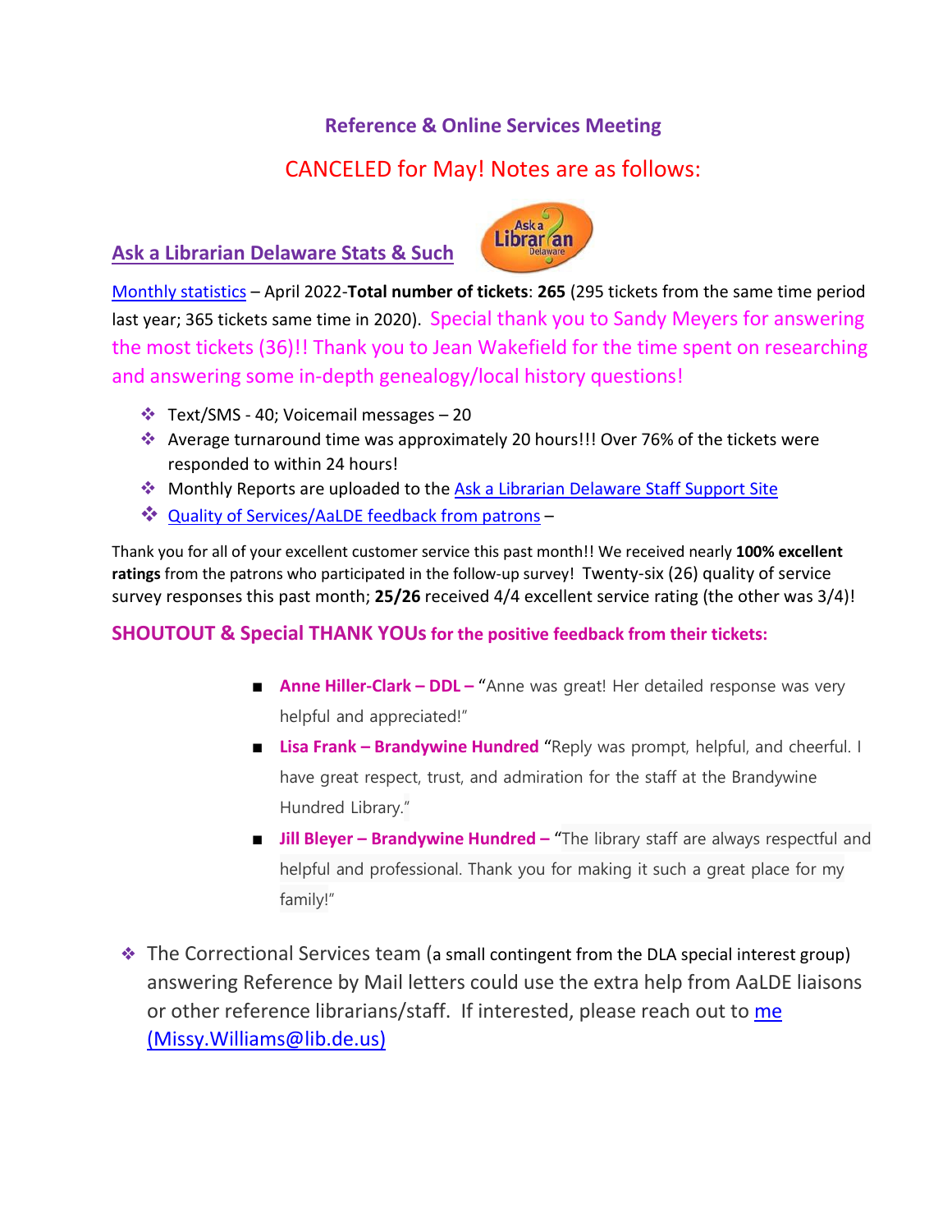## Reference & Online Services Meeting

**CANCELED for May! Notes are as follows:**

### Ask a Librarian Delaware Stats & Such

Monthly statistics – April 2022-**Total number of tickets**: **265** (295 tickets from the same time period last year; 365 tickets same time in 2020). Special thank you to Sandy Meyers for answering the most tickets (36)!! Thank you to Jean Wakefield for the time spent on researching and answering some in-depth genealogy/local history questions!

- Text/SMS - 40; Voicemail messages – 20
- Average turnaround time was approximately 20 hours!!! Over 76% of the tickets were responded to within 24 hours!
- Monthly Reports are uploaded to the Ask a Librarian Delaware Staff Support Site
- Quality of Services/AaLDE feedback from patrons –

Thank you for all of your excellent customer service this past month!! We received nearly **100% excellent ratings** from the patrons who participated in the follow-up survey! Twenty-six (26) quality of service survey responses this past month; **25/26** received 4/4 excellent service rating (the other was 3/4)!

**SHOUTOUT & Special THANK YOUs for the positive feedback from their tickets:**

- **Anne Hiller-Clark – DDL –** "Anne was great! Her detailed response was very helpful and appreciated!"
- **Lisa Frank – Brandywine Hundred** "Reply was prompt, helpful, and cheerful. I have great respect, trust, and admiration for the staff at the Brandywine Hundred Library."
- **Jill Bleyer – Brandywine Hundred –** "The library staff are always respectful and helpful and professional. Thank you for making it such a great place for my family!"

- The Correctional Services team (a small contingent from the DLA special interest group) answering Reference by Mail letters could use the extra help from AaLDE liaisons or other reference librarians/staff. If interested, please reach out to me (Missy.Williams@lib.de.us)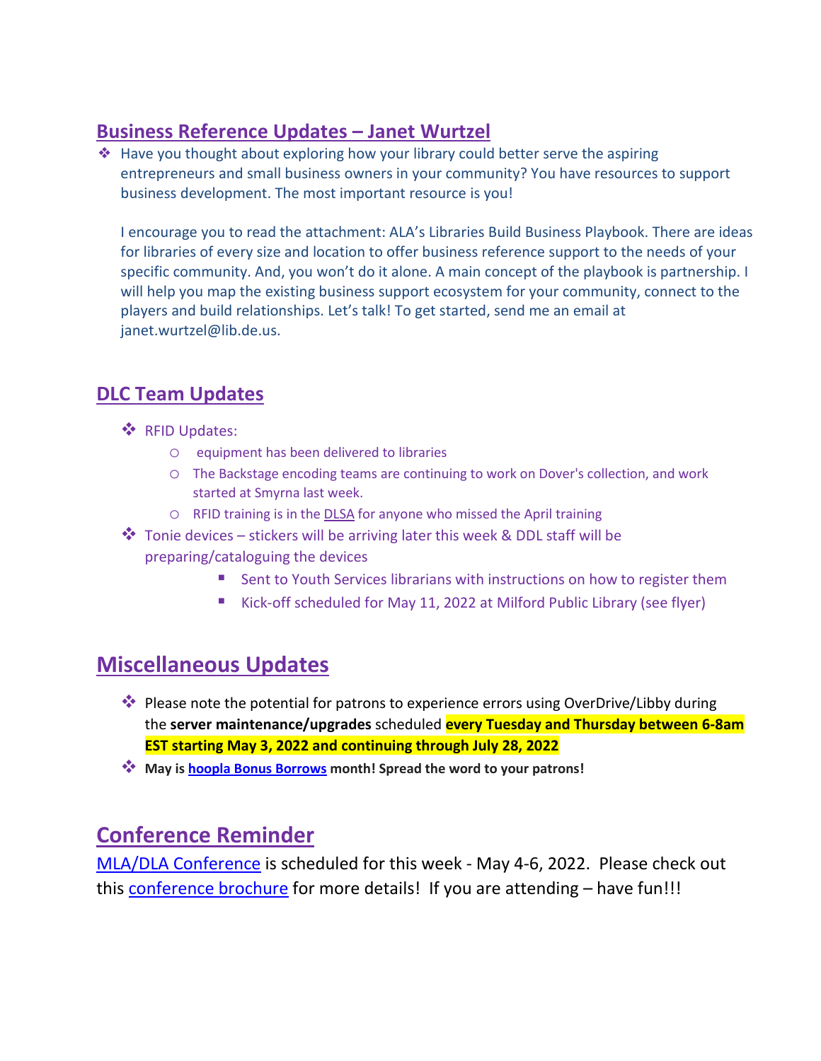## Business Reference Updates – Janet Wurtzel

- Have you thought about exploring how your library could better serve the aspiring entrepreneurs and small business owners in your community? You have resources to support business development. The most important resource is you!

  I encourage you to read the attachment: ALA's Libraries Build Business Playbook. There are ideas for libraries of every size and location to offer business reference support to the needs of your specific community. And, you won't do it alone. A main concept of the playbook is partnership. I will help you map the existing business support ecosystem for your community, connect to the players and build relationships. Let's talk! To get started, send me an email at janet.wurtzel@lib.de.us.

## DLC Team Updates

- RFID Updates:
  - equipment has been delivered to libraries
  - The Backstage encoding teams are continuing to work on Dover's collection, and work started at Smyrna last week.
  - RFID training is in the DLSA for anyone who missed the April training
- Tonie devices – stickers will be arriving later this week & DDL staff will be preparing/cataloguing the devices
  - Sent to Youth Services librarians with instructions on how to register them
  - Kick-off scheduled for May 11, 2022 at Milford Public Library (see flyer)

## Miscellaneous Updates

- Please note the potential for patrons to experience errors using OverDrive/Libby during the **server maintenance/upgrades** scheduled **every Tuesday and Thursday between 6-8am EST starting May 3, 2022 and continuing through July 28, 2022**
- **May is hoopla Bonus Borrows month! Spread the word to your patrons!**

## Conference Reminder

MLA/DLA Conference is scheduled for this week - May 4-6, 2022. Please check out this conference brochure for more details! If you are attending – have fun!!!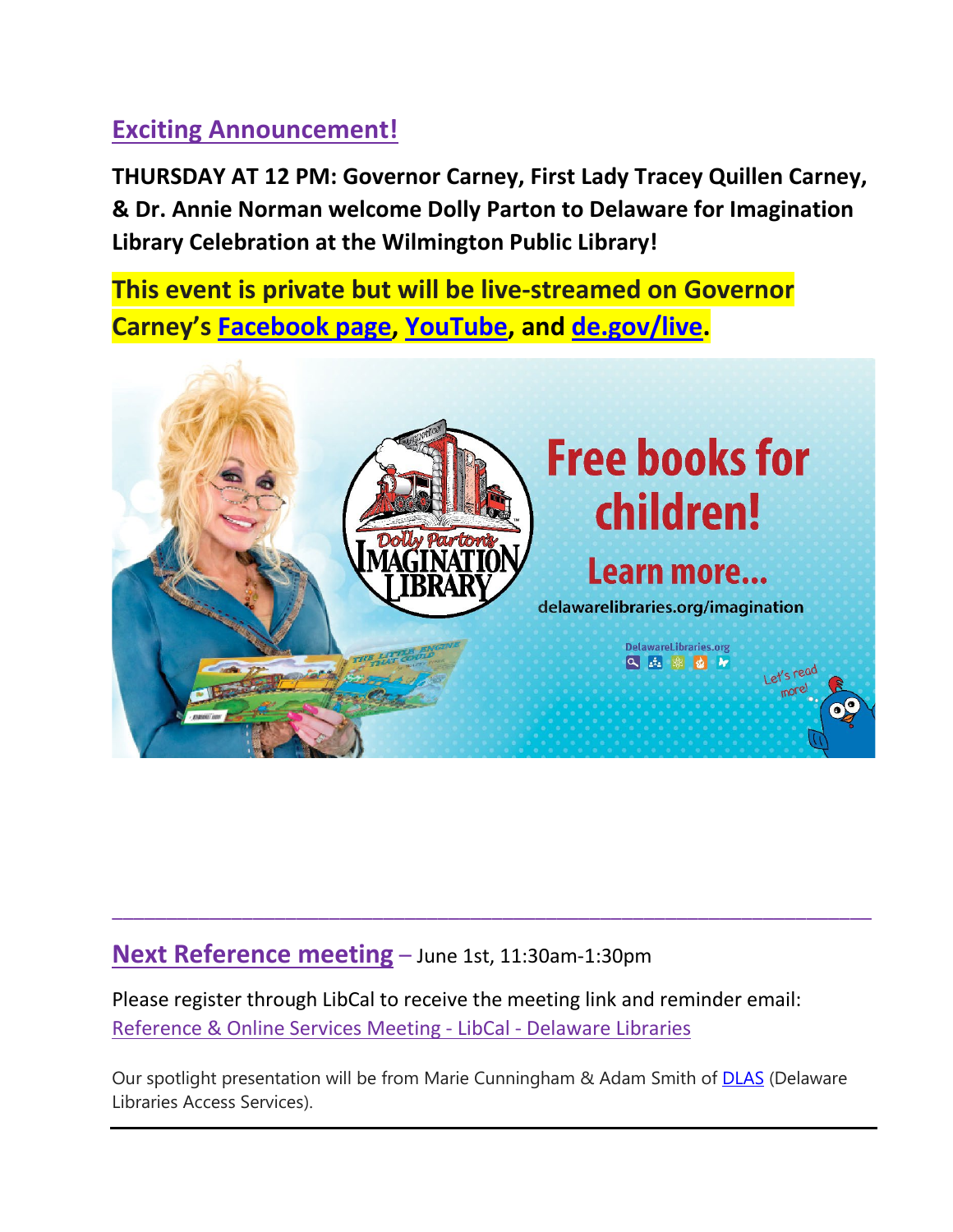## Exciting Announcement!

**THURSDAY AT 12 PM: Governor Carney, First Lady Tracey Quillen Carney, & Dr. Annie Norman welcome Dolly Parton to Delaware for Imagination Library Celebration at the Wilmington Public Library!**

**This event is private but will be live-streamed on Governor Carney's Facebook page, YouTube, and de.gov/live.**

---

## Next Reference meeting – June 1st, 11:30am-1:30pm

Please register through LibCal to receive the meeting link and reminder email: Reference & Online Services Meeting - LibCal - Delaware Libraries

Our spotlight presentation will be from Marie Cunningham & Adam Smith of DLAS (Delaware Libraries Access Services).

---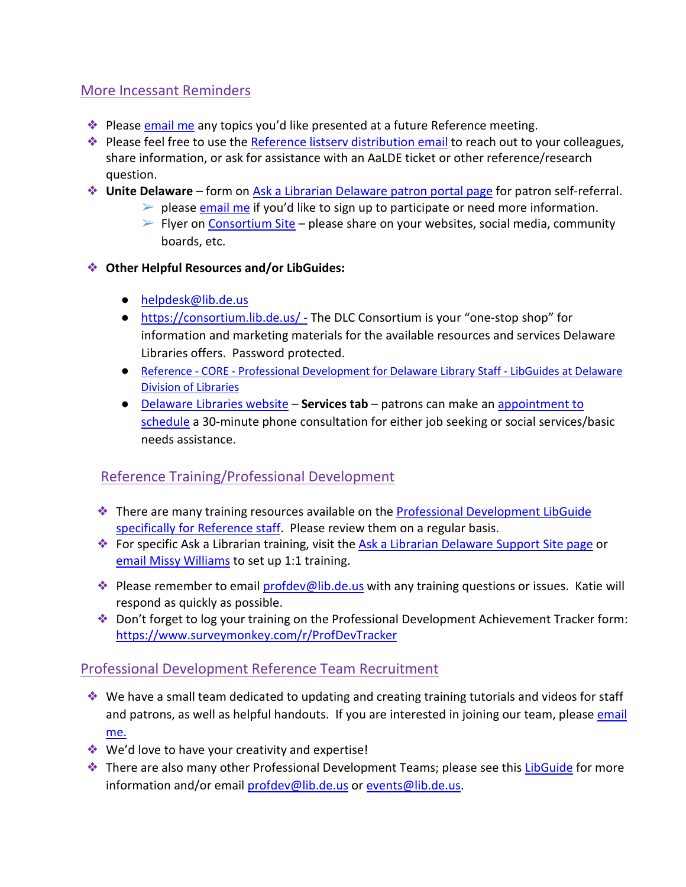## More Incessant Reminders

- Please email me any topics you'd like presented at a future Reference meeting.
- Please feel free to use the Reference listserv distribution email to reach out to your colleagues, share information, or ask for assistance with an AaLDE ticket or other reference/research question.
- **Unite Delaware** – form on Ask a Librarian Delaware patron portal page for patron self-referral.
  - please email me if you'd like to sign up to participate or need more information.
  - Flyer on Consortium Site – please share on your websites, social media, community boards, etc.
- **Other Helpful Resources and/or LibGuides:**
  - helpdesk@lib.de.us
  - https://consortium.lib.de.us/ - The DLC Consortium is your "one-stop shop" for information and marketing materials for the available resources and services Delaware Libraries offers. Password protected.
  - Reference - CORE - Professional Development for Delaware Library Staff - LibGuides at Delaware Division of Libraries
  - Delaware Libraries website – **Services tab** – patrons can make an appointment to schedule a 30-minute phone consultation for either job seeking or social services/basic needs assistance.

## Reference Training/Professional Development

- There are many training resources available on the Professional Development LibGuide specifically for Reference staff. Please review them on a regular basis.
- For specific Ask a Librarian training, visit the Ask a Librarian Delaware Support Site page or email Missy Williams to set up 1:1 training.
- Please remember to email profdev@lib.de.us with any training questions or issues. Katie will respond as quickly as possible.
- Don't forget to log your training on the Professional Development Achievement Tracker form: https://www.surveymonkey.com/r/ProfDevTracker

## Professional Development Reference Team Recruitment

- We have a small team dedicated to updating and creating training tutorials and videos for staff and patrons, as well as helpful handouts. If you are interested in joining our team, please email me.
- We'd love to have your creativity and expertise!
- There are also many other Professional Development Teams; please see this LibGuide for more information and/or email profdev@lib.de.us or events@lib.de.us.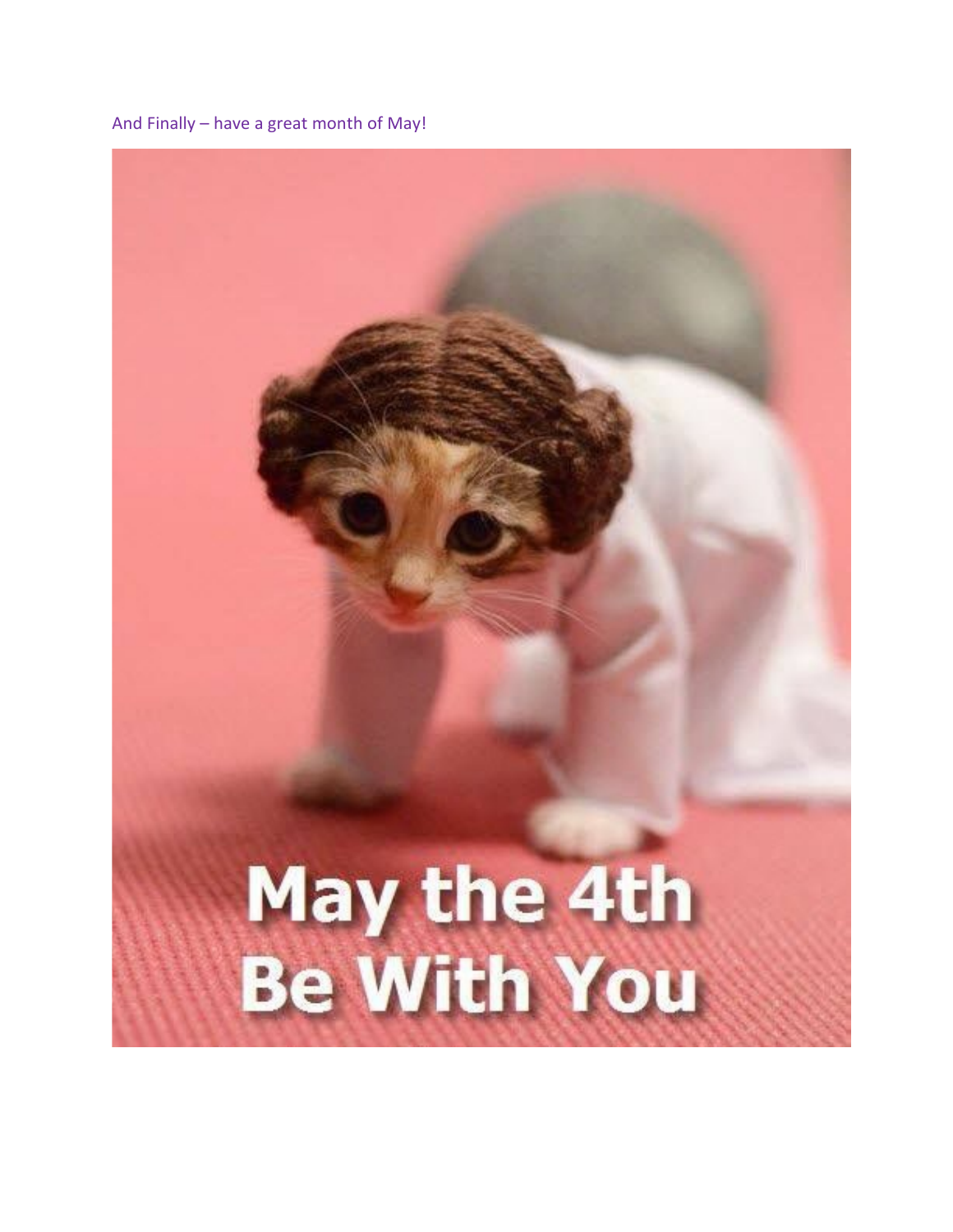And Finally – have a great month of May!